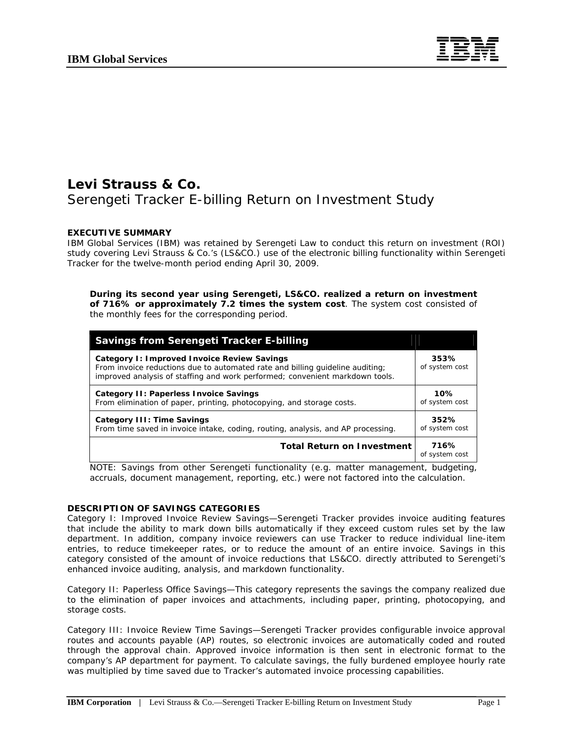# Levi Strauss & Co.

## Serengeti Tracker E-billing Return on Investment Study

**EXECUTIVE SUMMARY**

IBM Global Services (IBM) was retained by Serengeti Law to conduct this return on investment (ROI) study covering Levi Strauss & Co.'s (LS&CO.) use of the electronic billing functionality within Serengeti Tracker for the twelve-month period ending April 30, 2009.

**During its second year using Serengeti, LS&CO. realized a return on investment of 716% or approximately 7.2 times the system cost**. The system cost consisted of the monthly fees for the corresponding period.

| Savings from Serengeti Tracker E-billing | |
|---|---|
| **Category I: Improved Invoice Review Savings**<br>From invoice reductions due to automated rate and billing guideline auditing; improved analysis of staffing and work performed; convenient markdown tools. | **353%**<br>of system cost |
| **Category II: Paperless Invoice Savings**<br>From elimination of paper, printing, photocopying, and storage costs. | **10%**<br>of system cost |
| **Category III: Time Savings**<br>From time saved in invoice intake, coding, routing, analysis, and AP processing. | **352%**<br>of system cost |
| **Total Return on Investment** | **716%**<br>of system cost |

NOTE: Savings from other Serengeti functionality (e.g. matter management, budgeting, accruals, document management, reporting, etc.) were not factored into the calculation.

**DESCRIPTION OF SAVINGS CATEGORIES**

Category I: Improved Invoice Review Savings—Serengeti Tracker provides invoice auditing features that include the ability to mark down bills automatically if they exceed custom rules set by the law department. In addition, company invoice reviewers can use Tracker to reduce individual line-item entries, to reduce timekeeper rates, or to reduce the amount of an entire invoice. Savings in this category consisted of the amount of invoice reductions that LS&CO. directly attributed to Serengeti's enhanced invoice auditing, analysis, and markdown functionality.

Category II: Paperless Office Savings—This category represents the savings the company realized due to the elimination of paper invoices and attachments, including paper, printing, photocopying, and storage costs.

Category III: Invoice Review Time Savings—Serengeti Tracker provides configurable invoice approval routes and accounts payable (AP) routes, so electronic invoices are automatically coded and routed through the approval chain. Approved invoice information is then sent in electronic format to the company's AP department for payment. To calculate savings, the fully burdened employee hourly rate was multiplied by time saved due to Tracker's automated invoice processing capabilities.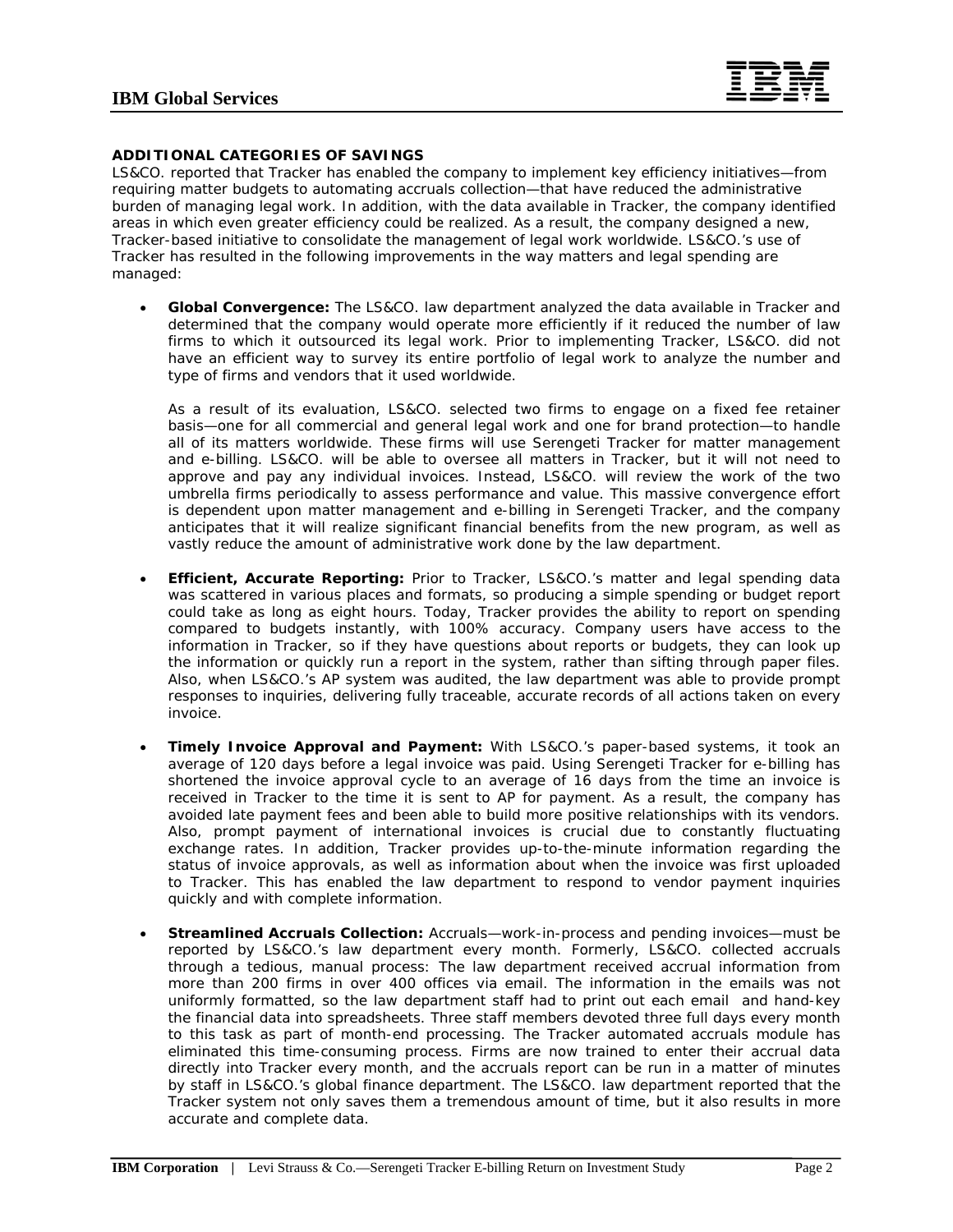### ADDITIONAL CATEGORIES OF SAVINGS

LS&CO. reported that Tracker has enabled the company to implement key efficiency initiatives—from requiring matter budgets to automating accruals collection—that have reduced the administrative burden of managing legal work. In addition, with the data available in Tracker, the company identified areas in which even greater efficiency could be realized. As a result, the company designed a new, Tracker-based initiative to consolidate the management of legal work worldwide. LS&CO.'s use of Tracker has resulted in the following improvements in the way matters and legal spending are managed:

- **Global Convergence:** The LS&CO. law department analyzed the data available in Tracker and determined that the company would operate more efficiently if it reduced the number of law firms to which it outsourced its legal work. Prior to implementing Tracker, LS&CO. did not have an efficient way to survey its entire portfolio of legal work to analyze the number and type of firms and vendors that it used worldwide.

  As a result of its evaluation, LS&CO. selected two firms to engage on a fixed fee retainer basis—one for all commercial and general legal work and one for brand protection—to handle all of its matters worldwide. These firms will use Serengeti Tracker for matter management and e-billing. LS&CO. will be able to oversee all matters in Tracker, but it will not need to approve and pay any individual invoices. Instead, LS&CO. will review the work of the two umbrella firms periodically to assess performance and value. This massive convergence effort is dependent upon matter management and e-billing in Serengeti Tracker, and the company anticipates that it will realize significant financial benefits from the new program, as well as vastly reduce the amount of administrative work done by the law department.

- **Efficient, Accurate Reporting:** Prior to Tracker, LS&CO.'s matter and legal spending data was scattered in various places and formats, so producing a simple spending or budget report could take as long as eight hours. Today, Tracker provides the ability to report on spending compared to budgets instantly, with 100% accuracy. Company users have access to the information in Tracker, so if they have questions about reports or budgets, they can look up the information or quickly run a report in the system, rather than sifting through paper files. Also, when LS&CO.'s AP system was audited, the law department was able to provide prompt responses to inquiries, delivering fully traceable, accurate records of all actions taken on every invoice.

- **Timely Invoice Approval and Payment:** With LS&CO.'s paper-based systems, it took an average of 120 days before a legal invoice was paid. Using Serengeti Tracker for e-billing has shortened the invoice approval cycle to an average of 16 days from the time an invoice is received in Tracker to the time it is sent to AP for payment. As a result, the company has avoided late payment fees and been able to build more positive relationships with its vendors. Also, prompt payment of international invoices is crucial due to constantly fluctuating exchange rates. In addition, Tracker provides up-to-the-minute information regarding the status of invoice approvals, as well as information about when the invoice was first uploaded to Tracker. This has enabled the law department to respond to vendor payment inquiries quickly and with complete information.

- **Streamlined Accruals Collection:** Accruals—work-in-process and pending invoices—must be reported by LS&CO.'s law department every month. Formerly, LS&CO. collected accruals through a tedious, manual process: The law department received accrual information from more than 200 firms in over 400 offices via email. The information in the emails was not uniformly formatted, so the law department staff had to print out each email and hand-key the financial data into spreadsheets. Three staff members devoted three full days every month to this task as part of month-end processing. The Tracker automated accruals module has eliminated this time-consuming process. Firms are now trained to enter their accrual data directly into Tracker every month, and the accruals report can be run in a matter of minutes by staff in LS&CO.'s global finance department. The LS&CO. law department reported that the Tracker system not only saves them a tremendous amount of time, but it also results in more accurate and complete data.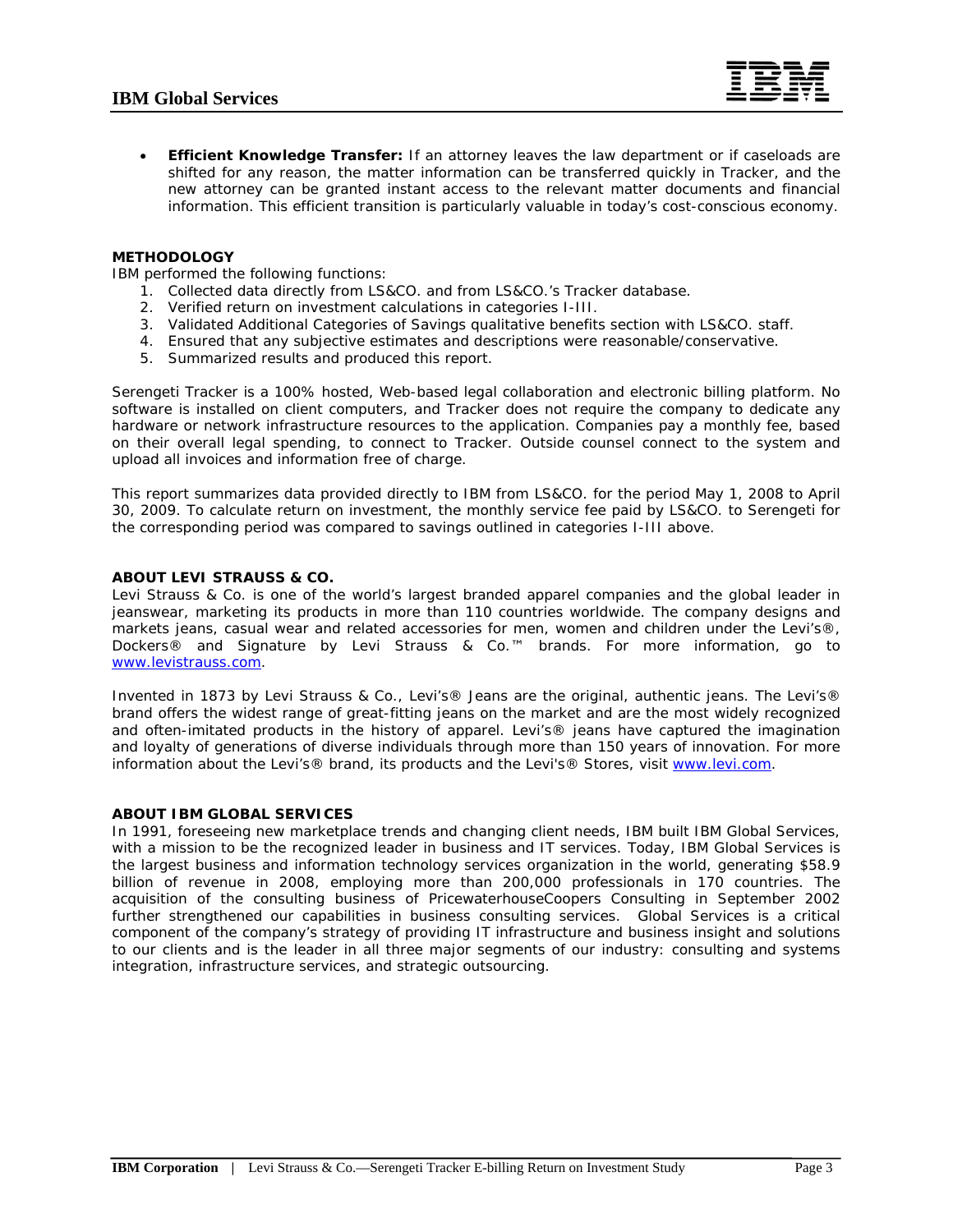- **Efficient Knowledge Transfer:** If an attorney leaves the law department or if caseloads are shifted for any reason, the matter information can be transferred quickly in Tracker, and the new attorney can be granted instant access to the relevant matter documents and financial information. This efficient transition is particularly valuable in today's cost-conscious economy.

## METHODOLOGY

IBM performed the following functions:

1. Collected data directly from LS&CO. and from LS&CO.'s Tracker database.
2. Verified return on investment calculations in categories I-III.
3. Validated Additional Categories of Savings qualitative benefits section with LS&CO. staff.
4. Ensured that any subjective estimates and descriptions were reasonable/conservative.
5. Summarized results and produced this report.

Serengeti Tracker is a 100% hosted, Web-based legal collaboration and electronic billing platform. No software is installed on client computers, and Tracker does not require the company to dedicate any hardware or network infrastructure resources to the application. Companies pay a monthly fee, based on their overall legal spending, to connect to Tracker. Outside counsel connect to the system and upload all invoices and information free of charge.

This report summarizes data provided directly to IBM from LS&CO. for the period May 1, 2008 to April 30, 2009. To calculate return on investment, the monthly service fee paid by LS&CO. to Serengeti for the corresponding period was compared to savings outlined in categories I-III above.

## ABOUT LEVI STRAUSS & CO.

Levi Strauss & Co. is one of the world's largest branded apparel companies and the global leader in jeanswear, marketing its products in more than 110 countries worldwide. The company designs and markets jeans, casual wear and related accessories for men, women and children under the Levi's®, Dockers® and Signature by Levi Strauss & Co.™ brands. For more information, go to www.levistrauss.com.

Invented in 1873 by Levi Strauss & Co., Levi's® Jeans are the original, authentic jeans. The Levi's® brand offers the widest range of great-fitting jeans on the market and are the most widely recognized and often-imitated products in the history of apparel. Levi's® jeans have captured the imagination and loyalty of generations of diverse individuals through more than 150 years of innovation. For more information about the Levi's® brand, its products and the Levi's® Stores, visit www.levi.com.

## ABOUT IBM GLOBAL SERVICES

In 1991, foreseeing new marketplace trends and changing client needs, IBM built IBM Global Services, with a mission to be the recognized leader in business and IT services. Today, IBM Global Services is the largest business and information technology services organization in the world, generating $58.9 billion of revenue in 2008, employing more than 200,000 professionals in 170 countries. The acquisition of the consulting business of PricewaterhouseCoopers Consulting in September 2002 further strengthened our capabilities in business consulting services. Global Services is a critical component of the company's strategy of providing IT infrastructure and business insight and solutions to our clients and is the leader in all three major segments of our industry: consulting and systems integration, infrastructure services, and strategic outsourcing.